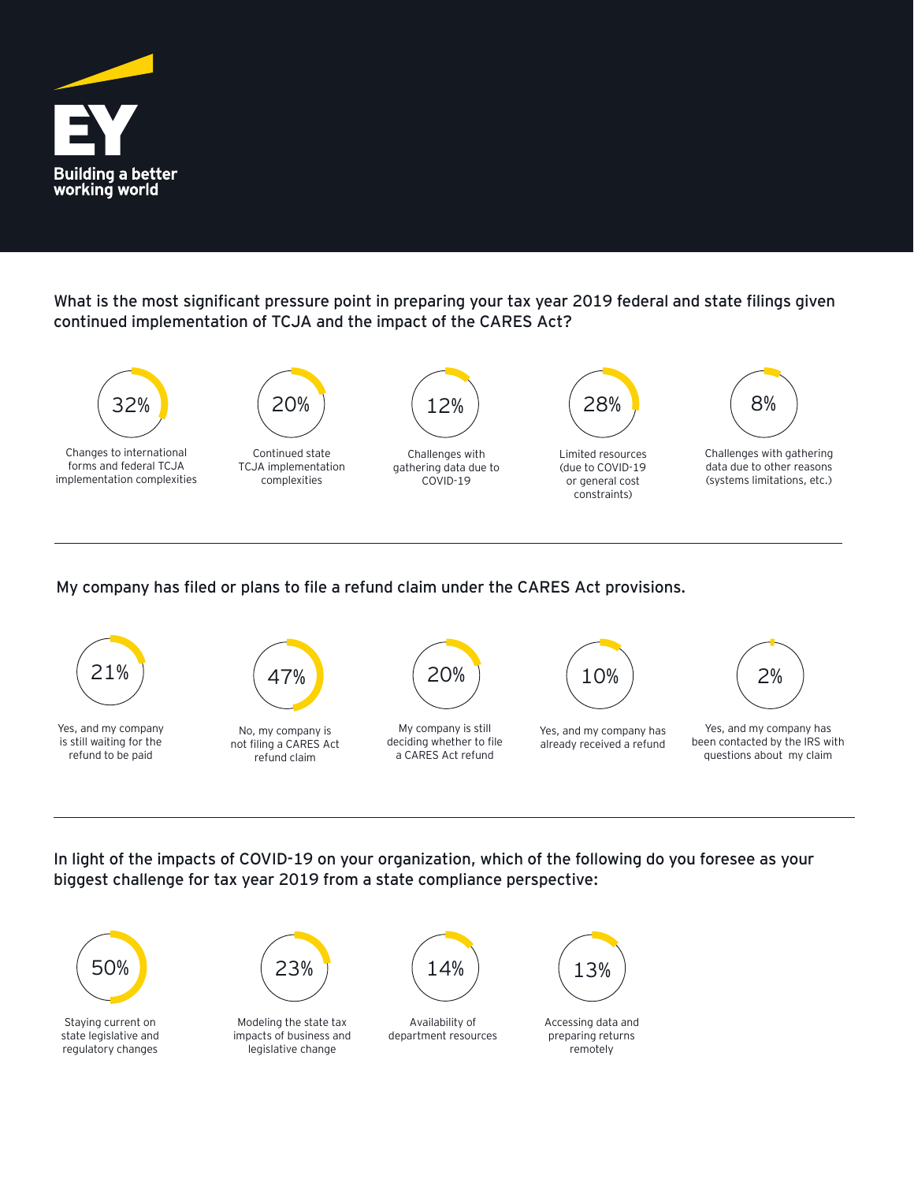EY

Building a better working world

## What is the most significant pressure point in preparing your tax year 2019 federal and state filings given continued implementation of TCJA and the impact of the CARES Act?

- 32% — Changes to international forms and federal TCJA implementation complexities
- 20% — Continued state TCJA implementation complexities
- 12% — Challenges with gathering data due to COVID-19
- 28% — Limited resources (due to COVID-19 or general cost constraints)
- 8% — Challenges with gathering data due to other reasons (systems limitations, etc.)

## My company has filed or plans to file a refund claim under the CARES Act provisions.

- 21% — Yes, and my company is still waiting for the refund to be paid
- 47% — No, my company is not filing a CARES Act refund claim
- 20% — My company is still deciding whether to file a CARES Act refund
- 10% — Yes, and my company has already received a refund
- 2% — Yes, and my company has been contacted by the IRS with questions about my claim

## In light of the impacts of COVID-19 on your organization, which of the following do you foresee as your biggest challenge for tax year 2019 from a state compliance perspective:

- 50% — Staying current on state legislative and regulatory changes
- 23% — Modeling the state tax impacts of business and legislative change
- 14% — Availability of department resources
- 13% — Accessing data and preparing returns remotely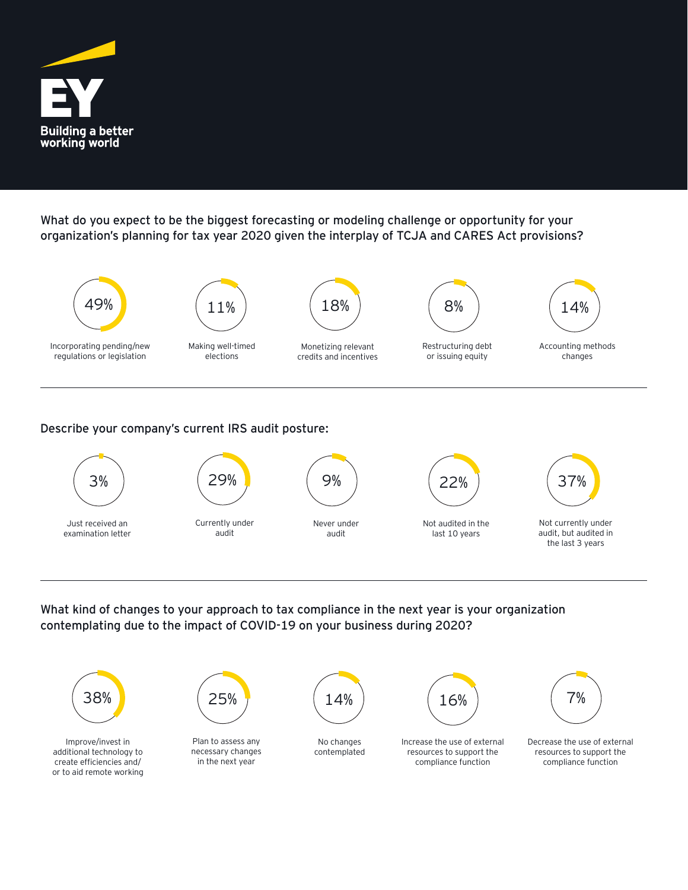EY

Building a better working world

What do you expect to be the biggest forecasting or modeling challenge or opportunity for your organization's planning for tax year 2020 given the interplay of TCJA and CARES Act provisions?

49%
Incorporating pending/new regulations or legislation

11%
Making well-timed elections

18%
Monetizing relevant credits and incentives

8%
Restructuring debt or issuing equity

14%
Accounting methods changes

---

Describe your company's current IRS audit posture:

3%
Just received an examination letter

29%
Currently under audit

9%
Never under audit

22%
Not audited in the last 10 years

37%
Not currently under audit, but audited in the last 3 years

---

What kind of changes to your approach to tax compliance in the next year is your organization contemplating due to the impact of COVID-19 on your business during 2020?

38%
Improve/invest in additional technology to create efficiencies and/or to aid remote working

25%
Plan to assess any necessary changes in the next year

14%
No changes contemplated

16%
Increase the use of external resources to support the compliance function

7%
Decrease the use of external resources to support the compliance function